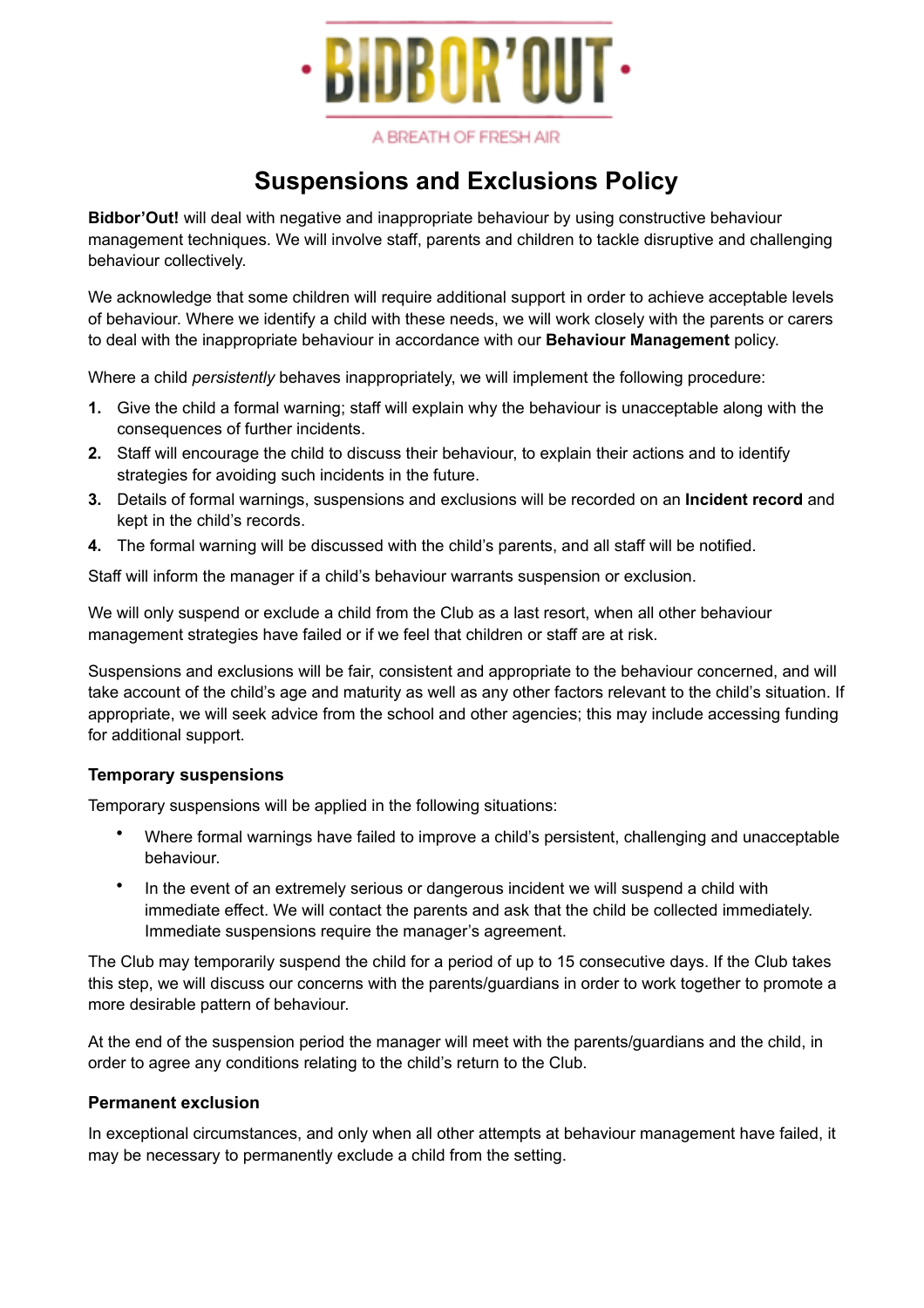BIDBOR'OUT

A BREATH OF FRESH AIR

# Suspensions and Exclusions Policy

**Bidbor'Out!** will deal with negative and inappropriate behaviour by using constructive behaviour management techniques. We will involve staff, parents and children to tackle disruptive and challenging behaviour collectively.

We acknowledge that some children will require additional support in order to achieve acceptable levels of behaviour. Where we identify a child with these needs, we will work closely with the parents or carers to deal with the inappropriate behaviour in accordance with our **Behaviour Management** policy.

Where a child *persistently* behaves inappropriately, we will implement the following procedure:

1. Give the child a formal warning; staff will explain why the behaviour is unacceptable along with the consequences of further incidents.
2. Staff will encourage the child to discuss their behaviour, to explain their actions and to identify strategies for avoiding such incidents in the future.
3. Details of formal warnings, suspensions and exclusions will be recorded on an **Incident record** and kept in the child's records.
4. The formal warning will be discussed with the child's parents, and all staff will be notified.

Staff will inform the manager if a child's behaviour warrants suspension or exclusion.

We will only suspend or exclude a child from the Club as a last resort, when all other behaviour management strategies have failed or if we feel that children or staff are at risk.

Suspensions and exclusions will be fair, consistent and appropriate to the behaviour concerned, and will take account of the child's age and maturity as well as any other factors relevant to the child's situation. If appropriate, we will seek advice from the school and other agencies; this may include accessing funding for additional support.

### Temporary suspensions

Temporary suspensions will be applied in the following situations:

- Where formal warnings have failed to improve a child's persistent, challenging and unacceptable behaviour.
- In the event of an extremely serious or dangerous incident we will suspend a child with immediate effect. We will contact the parents and ask that the child be collected immediately. Immediate suspensions require the manager's agreement.

The Club may temporarily suspend the child for a period of up to 15 consecutive days. If the Club takes this step, we will discuss our concerns with the parents/guardians in order to work together to promote a more desirable pattern of behaviour.

At the end of the suspension period the manager will meet with the parents/guardians and the child, in order to agree any conditions relating to the child's return to the Club.

### Permanent exclusion

In exceptional circumstances, and only when all other attempts at behaviour management have failed, it may be necessary to permanently exclude a child from the setting.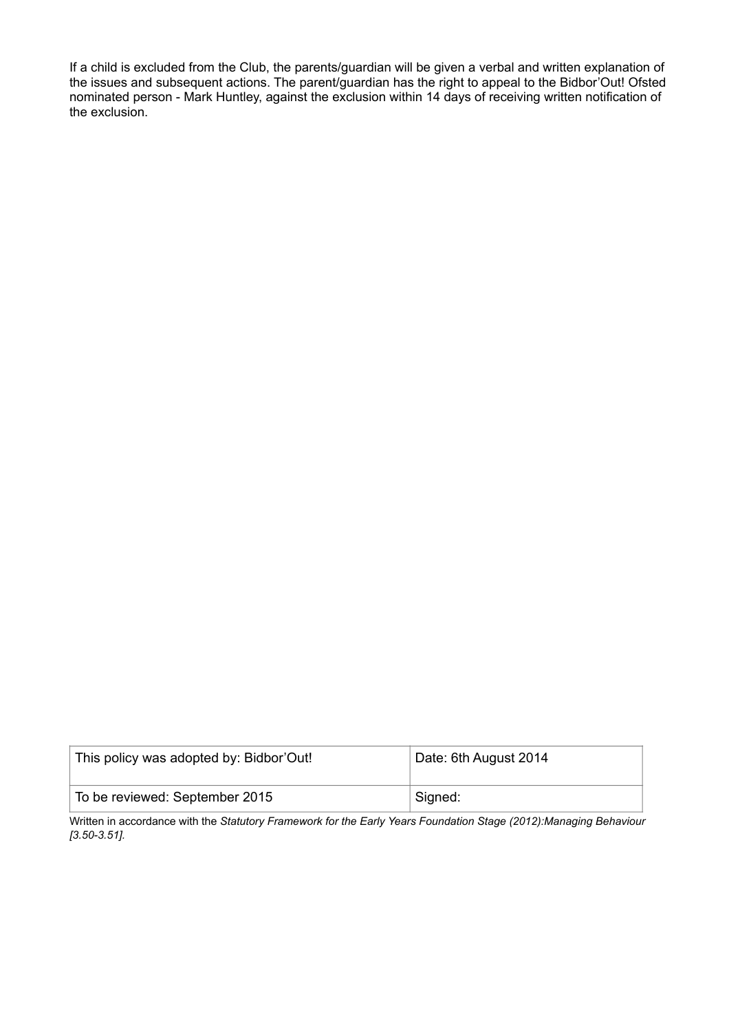If a child is excluded from the Club, the parents/guardian will be given a verbal and written explanation of the issues and subsequent actions. The parent/guardian has the right to appeal to the Bidbor'Out! Ofsted nominated person - Mark Huntley, against the exclusion within 14 days of receiving written notification of the exclusion.

| | |
|---|---|
| This policy was adopted by: Bidbor'Out! | Date: 6th August 2014 |
| To be reviewed: September 2015 | Signed: |

Written in accordance with the *Statutory Framework for the Early Years Foundation Stage (2012):Managing Behaviour [3.50-3.51].*